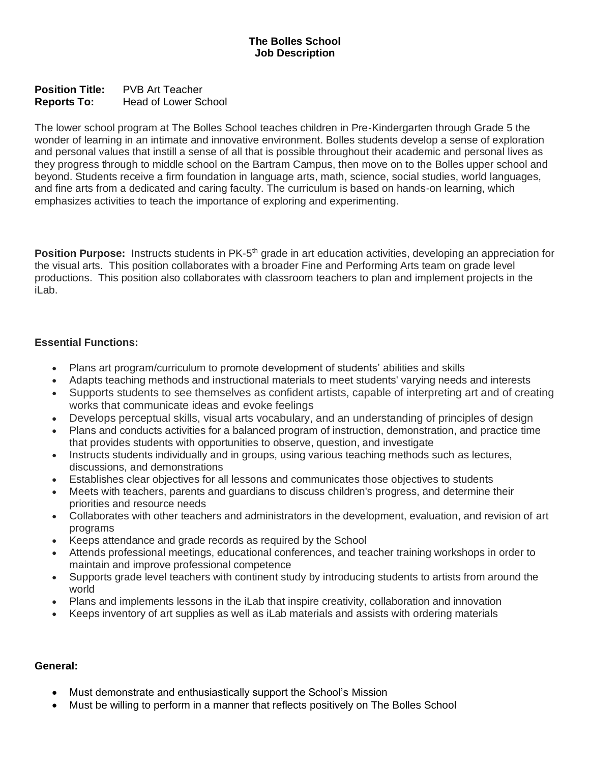# The Bolles School
## Job Description

**Position Title:** PVB Art Teacher
**Reports To:** Head of Lower School

The lower school program at The Bolles School teaches children in Pre-Kindergarten through Grade 5 the wonder of learning in an intimate and innovative environment. Bolles students develop a sense of exploration and personal values that instill a sense of all that is possible throughout their academic and personal lives as they progress through to middle school on the Bartram Campus, then move on to the Bolles upper school and beyond. Students receive a firm foundation in language arts, math, science, social studies, world languages, and fine arts from a dedicated and caring faculty. The curriculum is based on hands-on learning, which emphasizes activities to teach the importance of exploring and experimenting.

**Position Purpose:** Instructs students in PK-5th grade in art education activities, developing an appreciation for the visual arts. This position collaborates with a broader Fine and Performing Arts team on grade level productions. This position also collaborates with classroom teachers to plan and implement projects in the iLab.

**Essential Functions:**

- Plans art program/curriculum to promote development of students' abilities and skills
- Adapts teaching methods and instructional materials to meet students' varying needs and interests
- Supports students to see themselves as confident artists, capable of interpreting art and of creating works that communicate ideas and evoke feelings
- Develops perceptual skills, visual arts vocabulary, and an understanding of principles of design
- Plans and conducts activities for a balanced program of instruction, demonstration, and practice time that provides students with opportunities to observe, question, and investigate
- Instructs students individually and in groups, using various teaching methods such as lectures, discussions, and demonstrations
- Establishes clear objectives for all lessons and communicates those objectives to students
- Meets with teachers, parents and guardians to discuss children's progress, and determine their priorities and resource needs
- Collaborates with other teachers and administrators in the development, evaluation, and revision of art programs
- Keeps attendance and grade records as required by the School
- Attends professional meetings, educational conferences, and teacher training workshops in order to maintain and improve professional competence
- Supports grade level teachers with continent study by introducing students to artists from around the world
- Plans and implements lessons in the iLab that inspire creativity, collaboration and innovation
- Keeps inventory of art supplies as well as iLab materials and assists with ordering materials

**General:**

- Must demonstrate and enthusiastically support the School's Mission
- Must be willing to perform in a manner that reflects positively on The Bolles School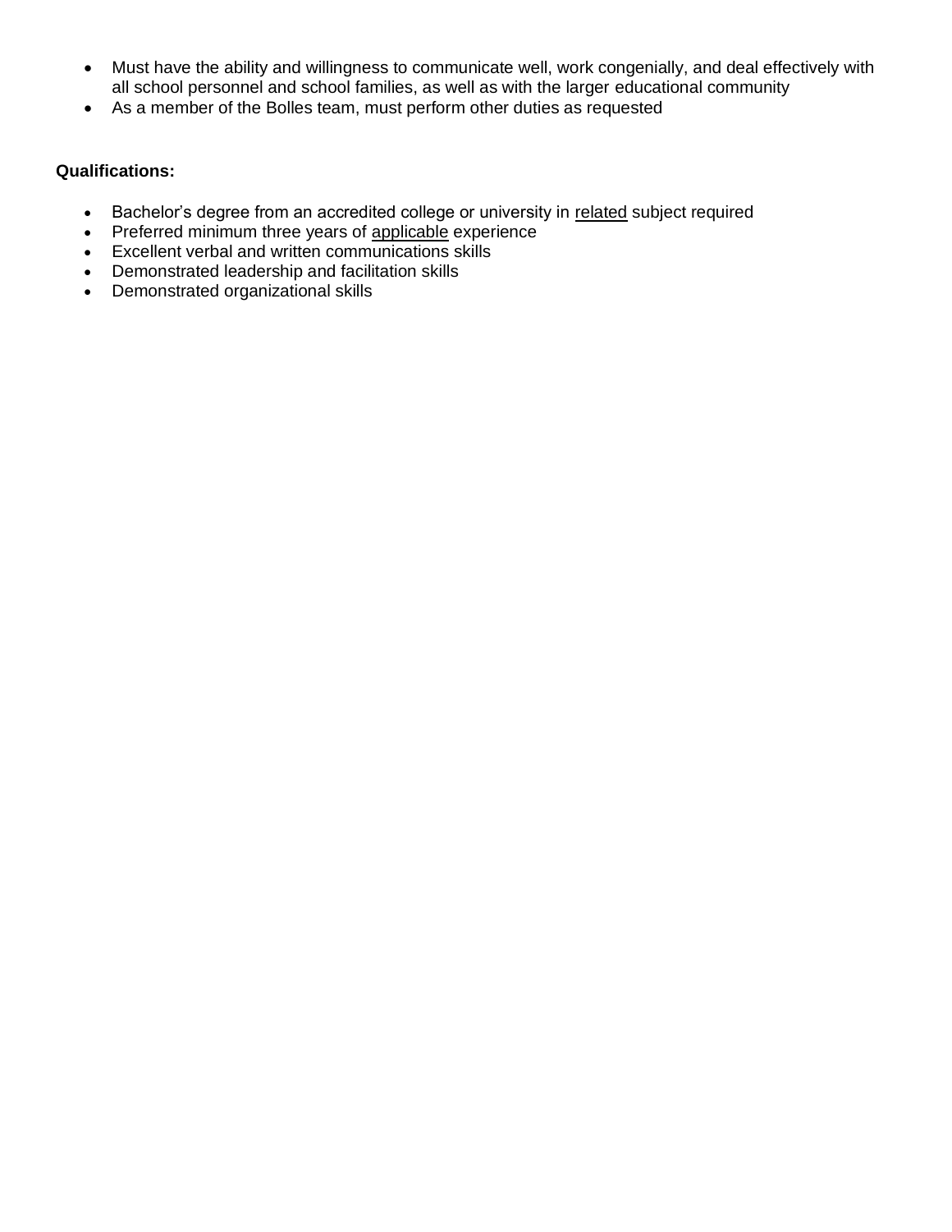- Must have the ability and willingness to communicate well, work congenially, and deal effectively with all school personnel and school families, as well as with the larger educational community
- As a member of the Bolles team, must perform other duties as requested

**Qualifications:**

- Bachelor's degree from an accredited college or university in <u>related</u> subject required
- Preferred minimum three years of <u>applicable</u> experience
- Excellent verbal and written communications skills
- Demonstrated leadership and facilitation skills
- Demonstrated organizational skills